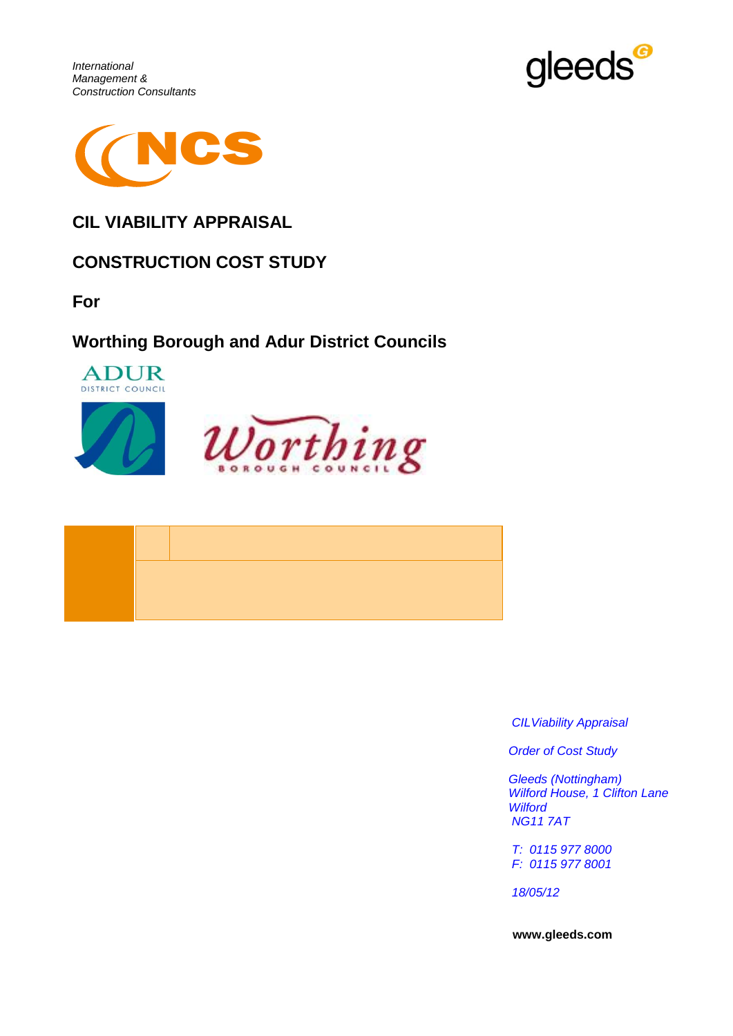*International Management & Construction Consultants*

gleeds

NCS

# CIL VIABILITY APPRAISAL

# CONSTRUCTION COST STUDY

## For

## Worthing Borough and Adur District Councils

ADUR DISTRICT COUNCIL

Worthing BOROUGH COUNCIL

*CIL Viability Appraisal*

*Order of Cost Study*

*Gleeds (Nottingham)*
*Wilford House, 1 Clifton Lane*
*Wilford*
*NG11 7AT*

*T: 0115 977 8000*
*F: 0115 977 8001*

*18/05/12*

**www.gleeds.com**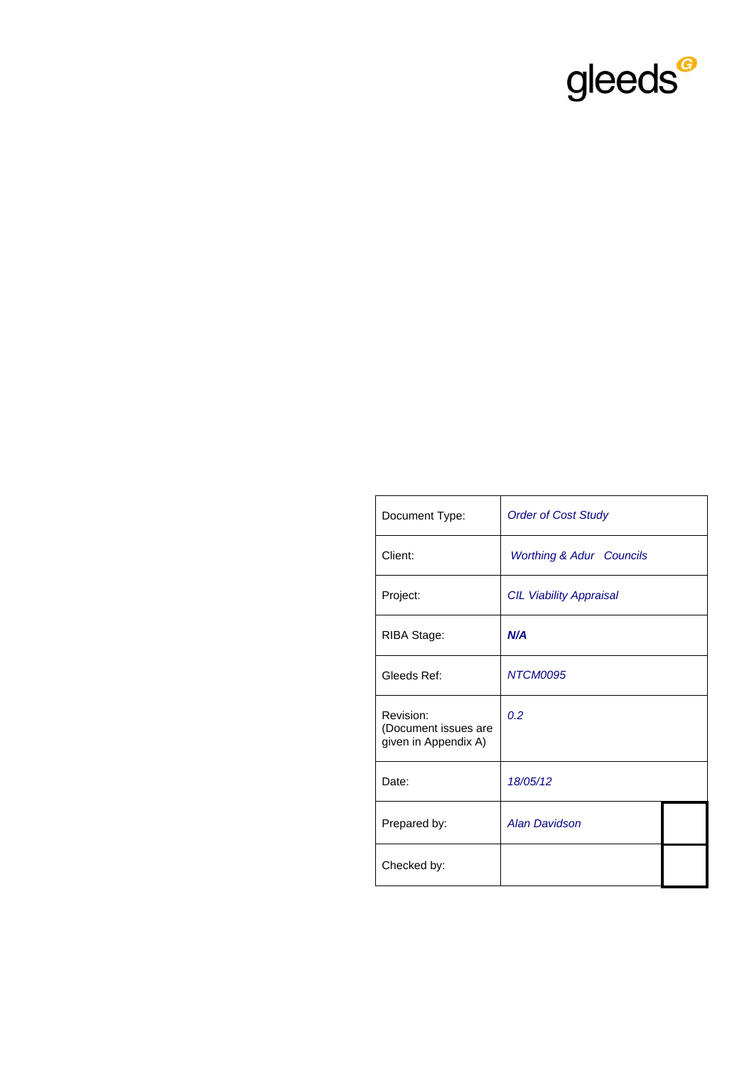gleeds

| Document Type: | *Order of Cost Study* | |
|---|---|---|
| Client: | *Worthing & Adur Councils* | |
| Project: | *CIL Viability Appraisal* | |
| RIBA Stage: | ***N/A*** | |
| Gleeds Ref: | *NTCM0095* | |
| Revision: (Document issues are given in Appendix A) | *0.2* | |
| Date: | *18/05/12* | |
| Prepared by: | *Alan Davidson* | |
| Checked by: | | |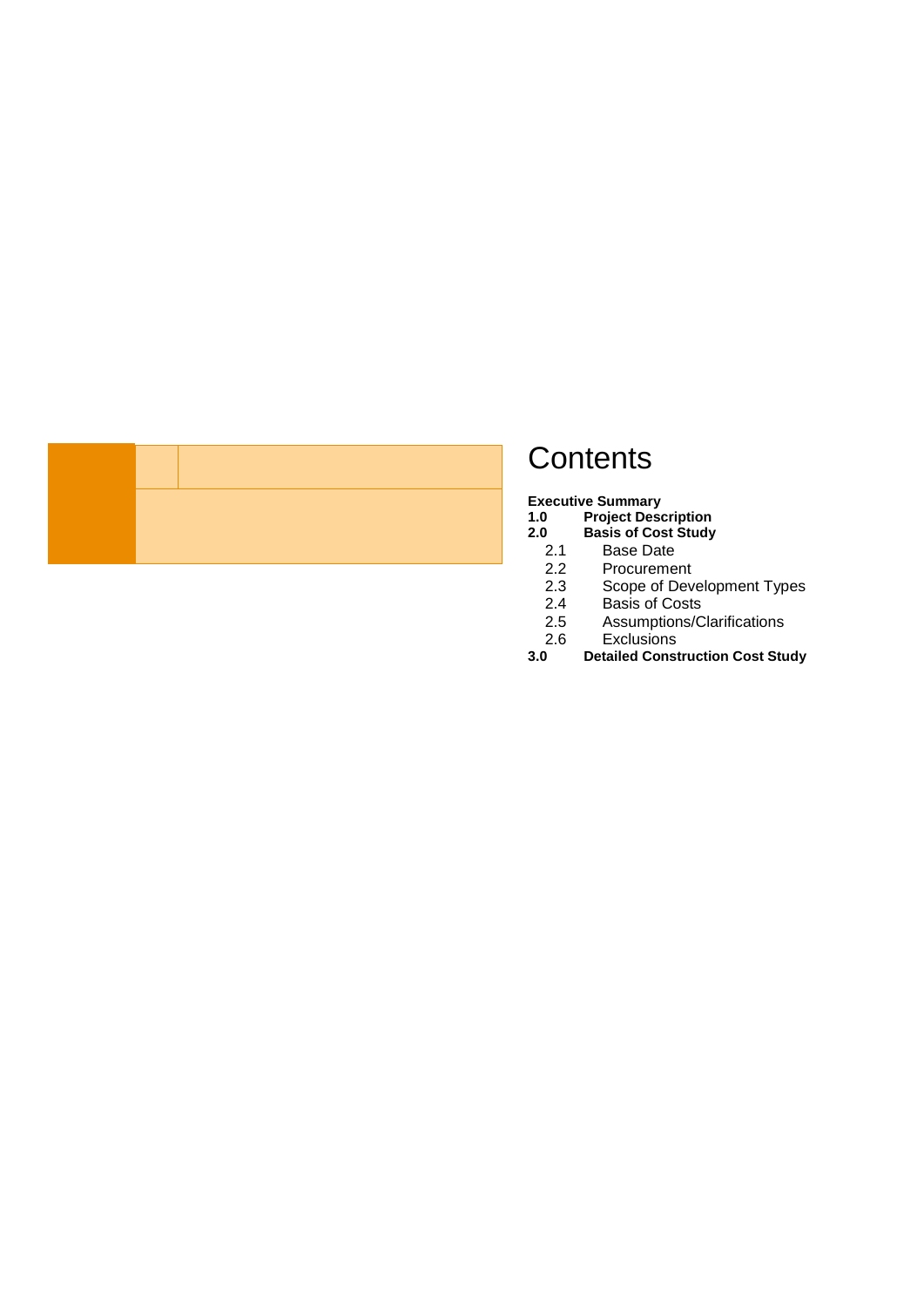# Contents

**Executive Summary**

**1.0 Project Description**

**2.0 Basis of Cost Study**

- 2.1 Base Date
- 2.2 Procurement
- 2.3 Scope of Development Types
- 2.4 Basis of Costs
- 2.5 Assumptions/Clarifications
- 2.6 Exclusions

**3.0 Detailed Construction Cost Study**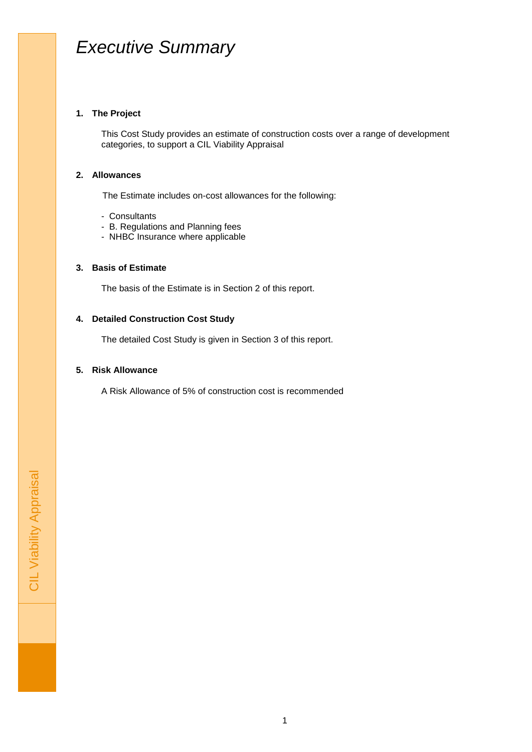# *Executive Summary*

**1. The Project**

This Cost Study provides an estimate of construction costs over a range of development categories, to support a CIL Viability Appraisal

**2. Allowances**

The Estimate includes on-cost allowances for the following:

- Consultants
- B. Regulations and Planning fees
- NHBC Insurance where applicable

**3. Basis of Estimate**

The basis of the Estimate is in Section 2 of this report.

**4. Detailed Construction Cost Study**

The detailed Cost Study is given in Section 3 of this report.

**5. Risk Allowance**

A Risk Allowance of 5% of construction cost is recommended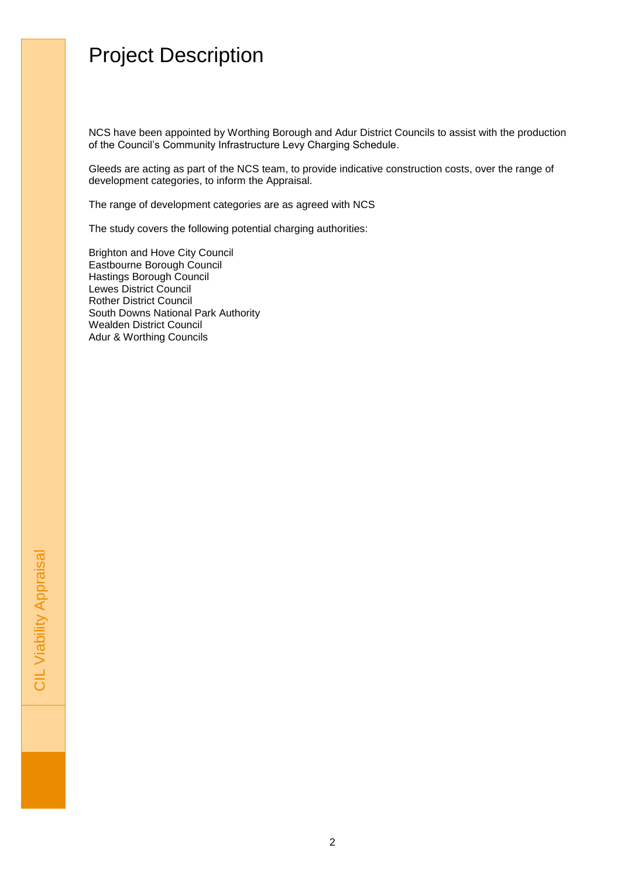# Project Description

NCS have been appointed by Worthing Borough and Adur District Councils to assist with the production of the Council's Community Infrastructure Levy Charging Schedule.

Gleeds are acting as part of the NCS team, to provide indicative construction costs, over the range of development categories, to inform the Appraisal.

The range of development categories are as agreed with NCS

The study covers the following potential charging authorities:

Brighton and Hove City Council
Eastbourne Borough Council
Hastings Borough Council
Lewes District Council
Rother District Council
South Downs National Park Authority
Wealden District Council
Adur & Worthing Councils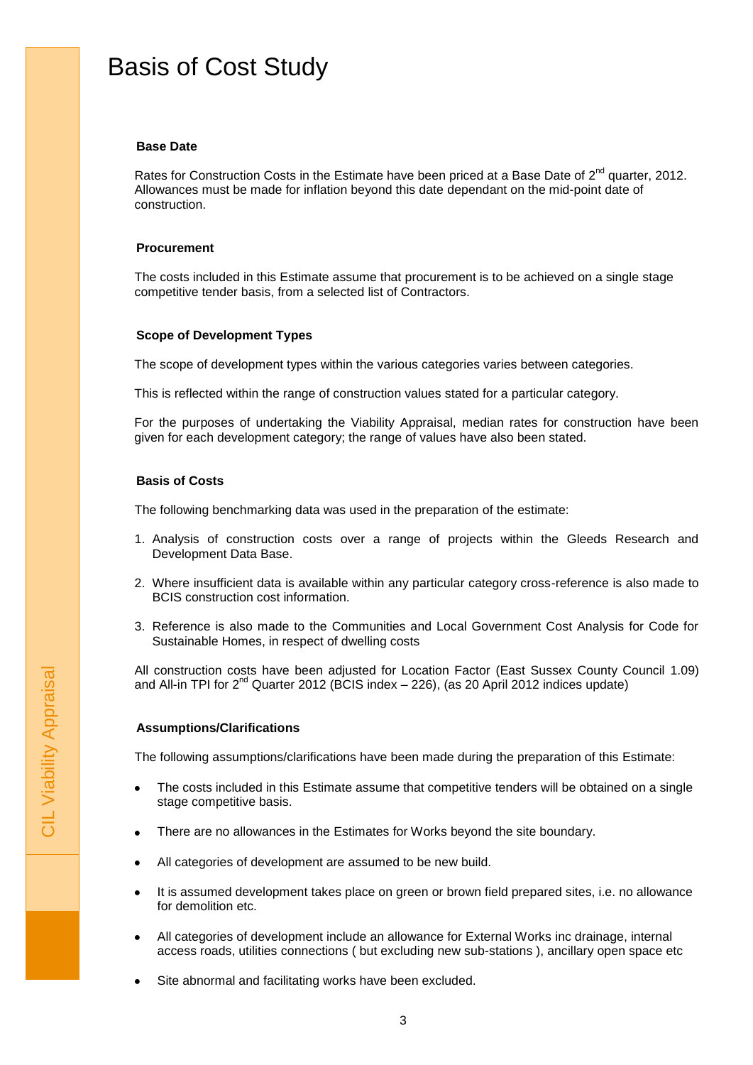# Basis of Cost Study

**Base Date**

Rates for Construction Costs in the Estimate have been priced at a Base Date of 2nd quarter, 2012. Allowances must be made for inflation beyond this date dependant on the mid-point date of construction.

**Procurement**

The costs included in this Estimate assume that procurement is to be achieved on a single stage competitive tender basis, from a selected list of Contractors.

**Scope of Development Types**

The scope of development types within the various categories varies between categories.

This is reflected within the range of construction values stated for a particular category.

For the purposes of undertaking the Viability Appraisal, median rates for construction have been given for each development category; the range of values have also been stated.

**Basis of Costs**

The following benchmarking data was used in the preparation of the estimate:

1. Analysis of construction costs over a range of projects within the Gleeds Research and Development Data Base.
2. Where insufficient data is available within any particular category cross-reference is also made to BCIS construction cost information.
3. Reference is also made to the Communities and Local Government Cost Analysis for Code for Sustainable Homes, in respect of dwelling costs

All construction costs have been adjusted for Location Factor (East Sussex County Council 1.09) and All-in TPI for 2nd Quarter 2012 (BCIS index – 226), (as 20 April 2012 indices update)

**Assumptions/Clarifications**

The following assumptions/clarifications have been made during the preparation of this Estimate:

- The costs included in this Estimate assume that competitive tenders will be obtained on a single stage competitive basis.
- There are no allowances in the Estimates for Works beyond the site boundary.
- All categories of development are assumed to be new build.
- It is assumed development takes place on green or brown field prepared sites, i.e. no allowance for demolition etc.
- All categories of development include an allowance for External Works inc drainage, internal access roads, utilities connections ( but excluding new sub-stations ), ancillary open space etc
- Site abnormal and facilitating works have been excluded.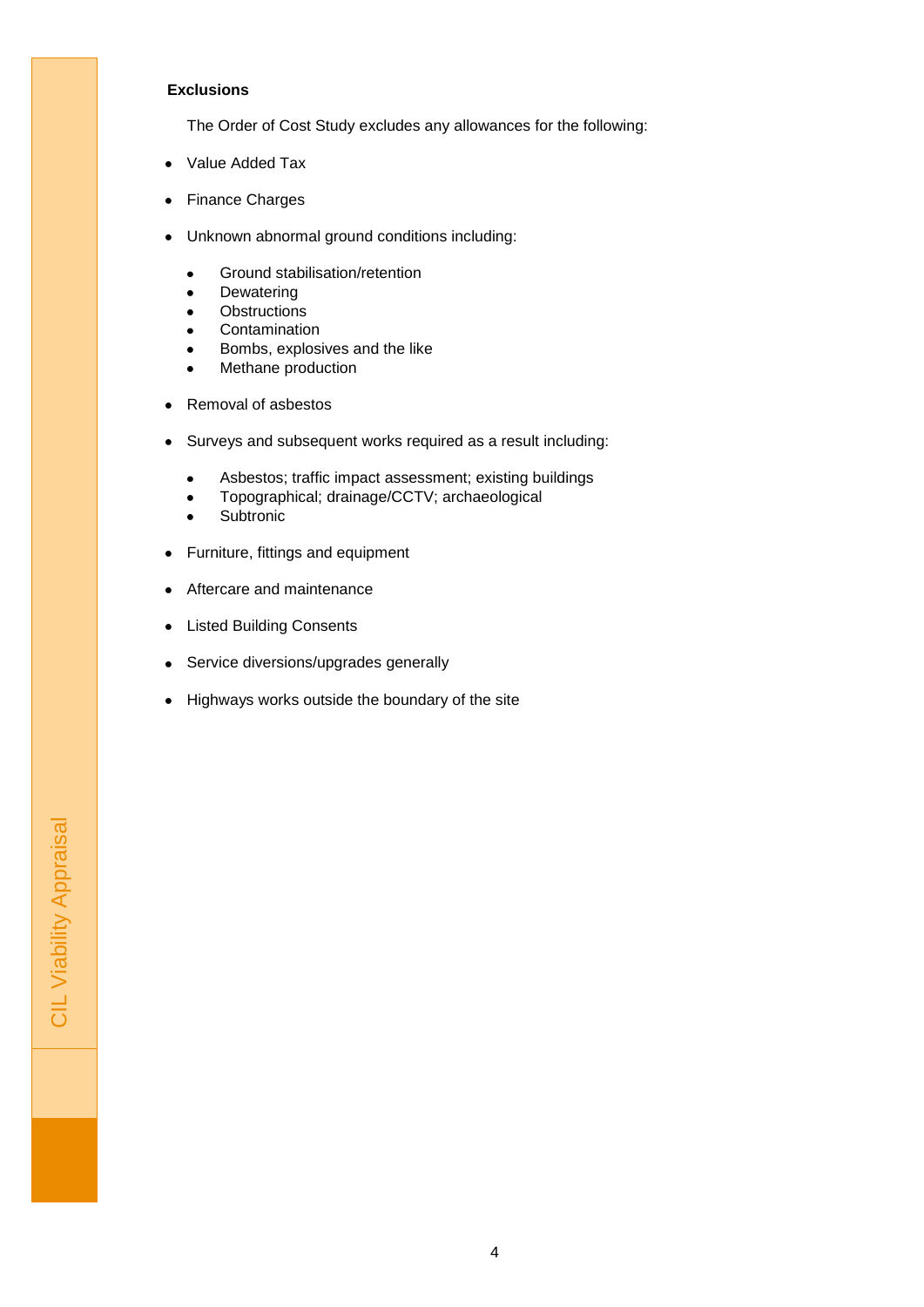**Exclusions**

The Order of Cost Study excludes any allowances for the following:

- Value Added Tax
- Finance Charges
- Unknown abnormal ground conditions including:
  - Ground stabilisation/retention
  - Dewatering
  - Obstructions
  - Contamination
  - Bombs, explosives and the like
  - Methane production
- Removal of asbestos
- Surveys and subsequent works required as a result including:
  - Asbestos; traffic impact assessment; existing buildings
  - Topographical; drainage/CCTV; archaeological
  - Subtronic
- Furniture, fittings and equipment
- Aftercare and maintenance
- Listed Building Consents
- Service diversions/upgrades generally
- Highways works outside the boundary of the site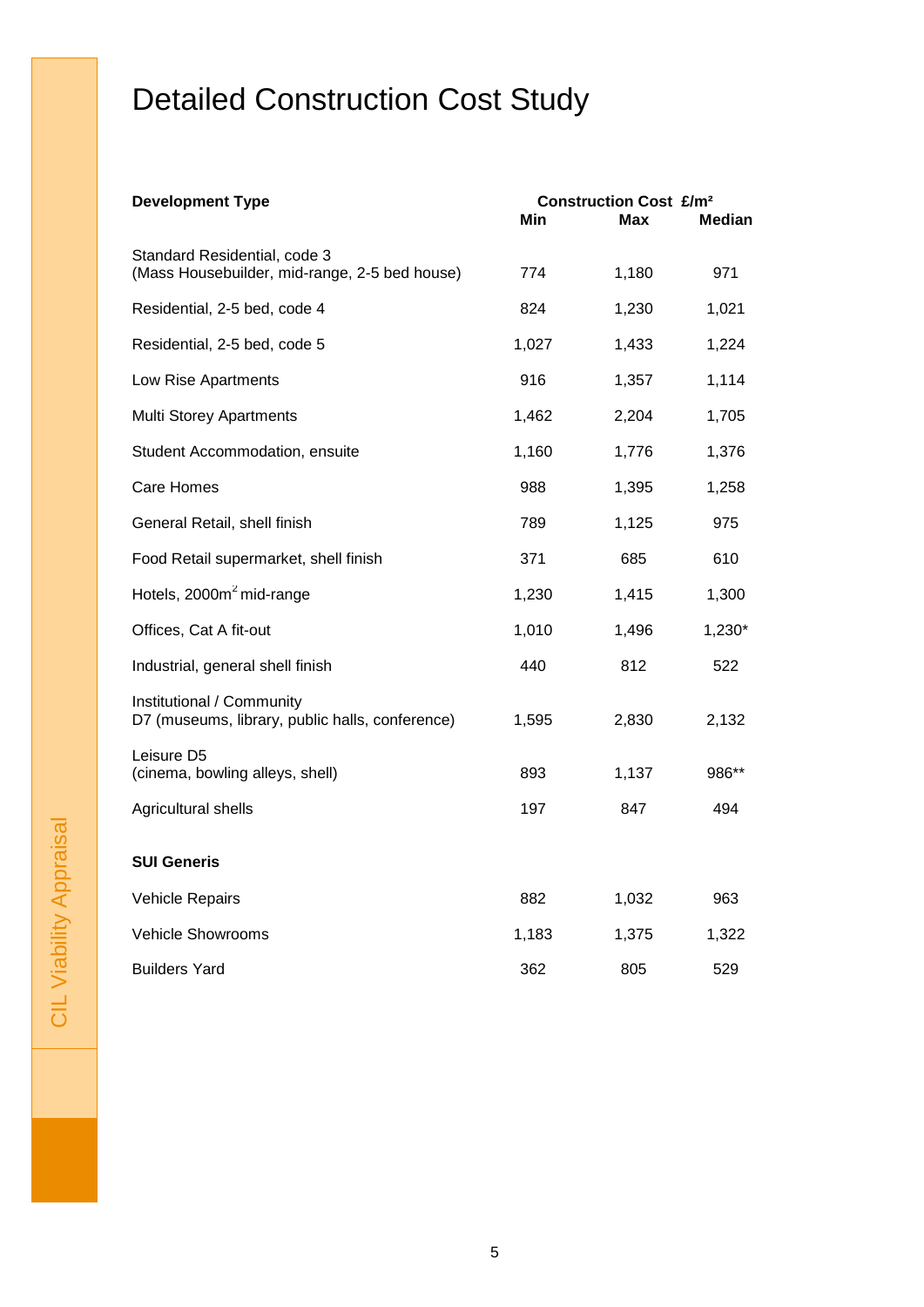# Detailed Construction Cost Study

| Development Type | Construction Cost £/m² | | |
|---|---|---|---|
| | Min | Max | Median |
| Standard Residential, code 3 (Mass Housebuilder, mid-range, 2-5 bed house) | 774 | 1,180 | 971 |
| Residential, 2-5 bed, code 4 | 824 | 1,230 | 1,021 |
| Residential, 2-5 bed, code 5 | 1,027 | 1,433 | 1,224 |
| Low Rise Apartments | 916 | 1,357 | 1,114 |
| Multi Storey Apartments | 1,462 | 2,204 | 1,705 |
| Student Accommodation, ensuite | 1,160 | 1,776 | 1,376 |
| Care Homes | 988 | 1,395 | 1,258 |
| General Retail, shell finish | 789 | 1,125 | 975 |
| Food Retail supermarket, shell finish | 371 | 685 | 610 |
| Hotels, 2000m² mid-range | 1,230 | 1,415 | 1,300 |
| Offices, Cat A fit-out | 1,010 | 1,496 | 1,230* |
| Industrial, general shell finish | 440 | 812 | 522 |
| Institutional / Community D7 (museums, library, public halls, conference) | 1,595 | 2,830 | 2,132 |
| Leisure D5 (cinema, bowling alleys, shell) | 893 | 1,137 | 986** |
| Agricultural shells | 197 | 847 | 494 |
| **SUI Generis** | | | |
| Vehicle Repairs | 882 | 1,032 | 963 |
| Vehicle Showrooms | 1,183 | 1,375 | 1,322 |
| Builders Yard | 362 | 805 | 529 |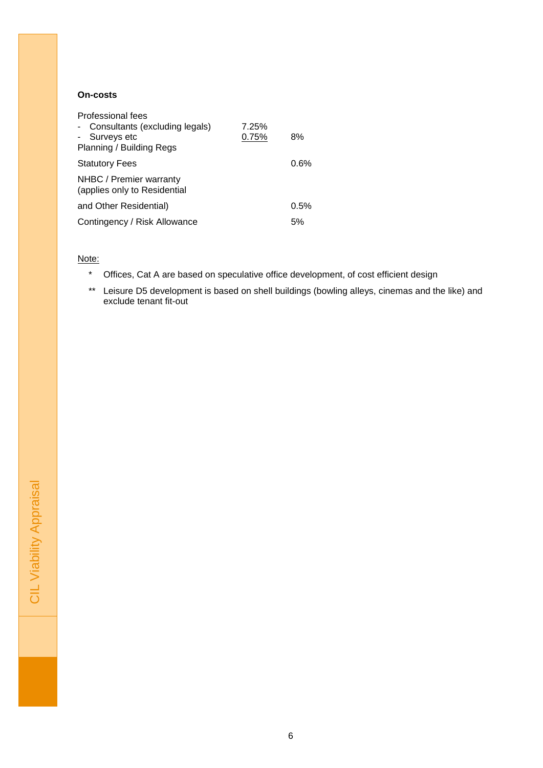**On-costs**

| | | |
|---|---|---|
| Professional fees<br>- Consultants (excluding legals)<br>- Surveys etc<br>Planning / Building Regs | 7.25%<br>0.75% | 8% |
| Statutory Fees | | 0.6% |
| NHBC / Premier warranty<br>(applies only to Residential and Other Residential) | | 0.5% |
| Contingency / Risk Allowance | | 5% |

Note:

\* Offices, Cat A are based on speculative office development, of cost efficient design

\*\* Leisure D5 development is based on shell buildings (bowling alleys, cinemas and the like) and exclude tenant fit-out